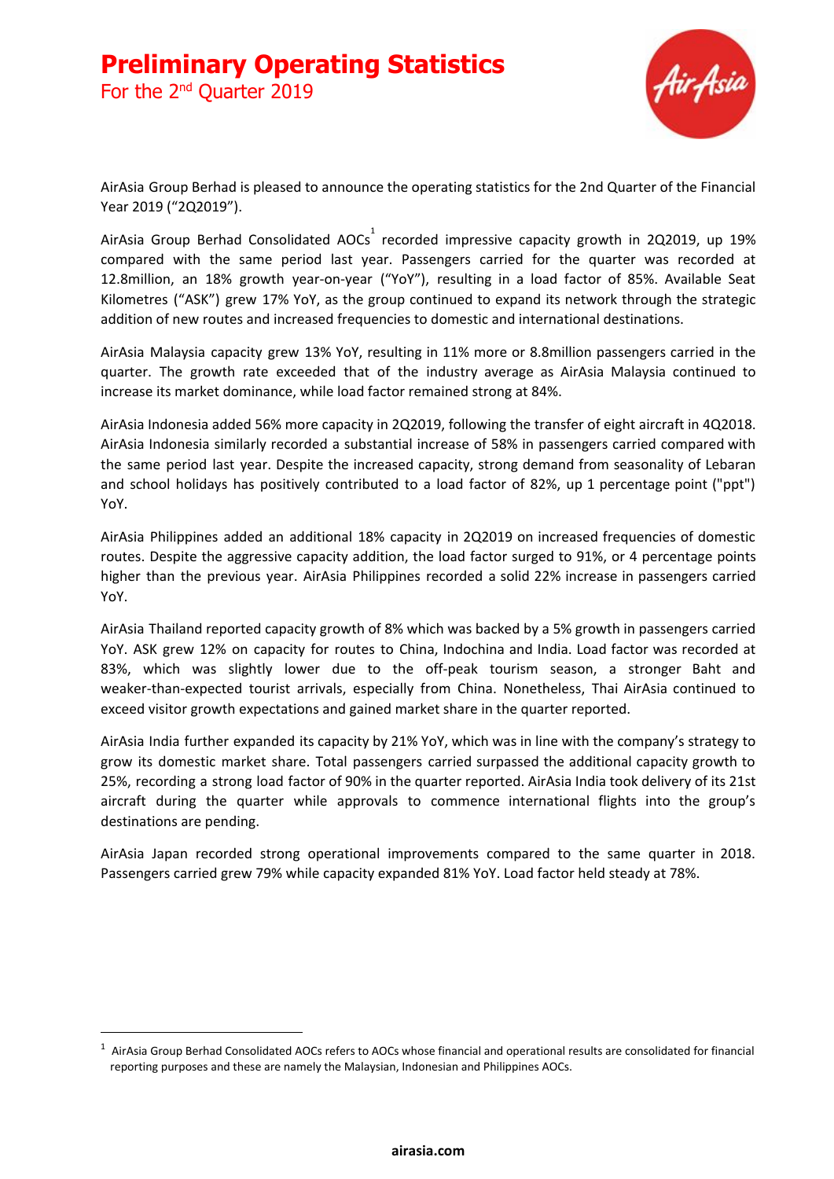# Preliminary Operating Statistics

For the 2nd Quarter 2019

AirAsia Group Berhad is pleased to announce the operating statistics for the 2nd Quarter of the Financial Year 2019 ("2Q2019").

AirAsia Group Berhad Consolidated AOCs[1] recorded impressive capacity growth in 2Q2019, up 19% compared with the same period last year. Passengers carried for the quarter was recorded at 12.8million, an 18% growth year-on-year ("YoY"), resulting in a load factor of 85%. Available Seat Kilometres ("ASK") grew 17% YoY, as the group continued to expand its network through the strategic addition of new routes and increased frequencies to domestic and international destinations.

AirAsia Malaysia capacity grew 13% YoY, resulting in 11% more or 8.8million passengers carried in the quarter. The growth rate exceeded that of the industry average as AirAsia Malaysia continued to increase its market dominance, while load factor remained strong at 84%.

AirAsia Indonesia added 56% more capacity in 2Q2019, following the transfer of eight aircraft in 4Q2018. AirAsia Indonesia similarly recorded a substantial increase of 58% in passengers carried compared with the same period last year. Despite the increased capacity, strong demand from seasonality of Lebaran and school holidays has positively contributed to a load factor of 82%, up 1 percentage point ("ppt") YoY.

AirAsia Philippines added an additional 18% capacity in 2Q2019 on increased frequencies of domestic routes. Despite the aggressive capacity addition, the load factor surged to 91%, or 4 percentage points higher than the previous year. AirAsia Philippines recorded a solid 22% increase in passengers carried YoY.

AirAsia Thailand reported capacity growth of 8% which was backed by a 5% growth in passengers carried YoY. ASK grew 12% on capacity for routes to China, Indochina and India. Load factor was recorded at 83%, which was slightly lower due to the off-peak tourism season, a stronger Baht and weaker-than-expected tourist arrivals, especially from China. Nonetheless, Thai AirAsia continued to exceed visitor growth expectations and gained market share in the quarter reported.

AirAsia India further expanded its capacity by 21% YoY, which was in line with the company's strategy to grow its domestic market share. Total passengers carried surpassed the additional capacity growth to 25%, recording a strong load factor of 90% in the quarter reported. AirAsia India took delivery of its 21st aircraft during the quarter while approvals to commence international flights into the group's destinations are pending.

AirAsia Japan recorded strong operational improvements compared to the same quarter in 2018. Passengers carried grew 79% while capacity expanded 81% YoY. Load factor held steady at 78%.

---

[1] AirAsia Group Berhad Consolidated AOCs refers to AOCs whose financial and operational results are consolidated for financial reporting purposes and these are namely the Malaysian, Indonesian and Philippines AOCs.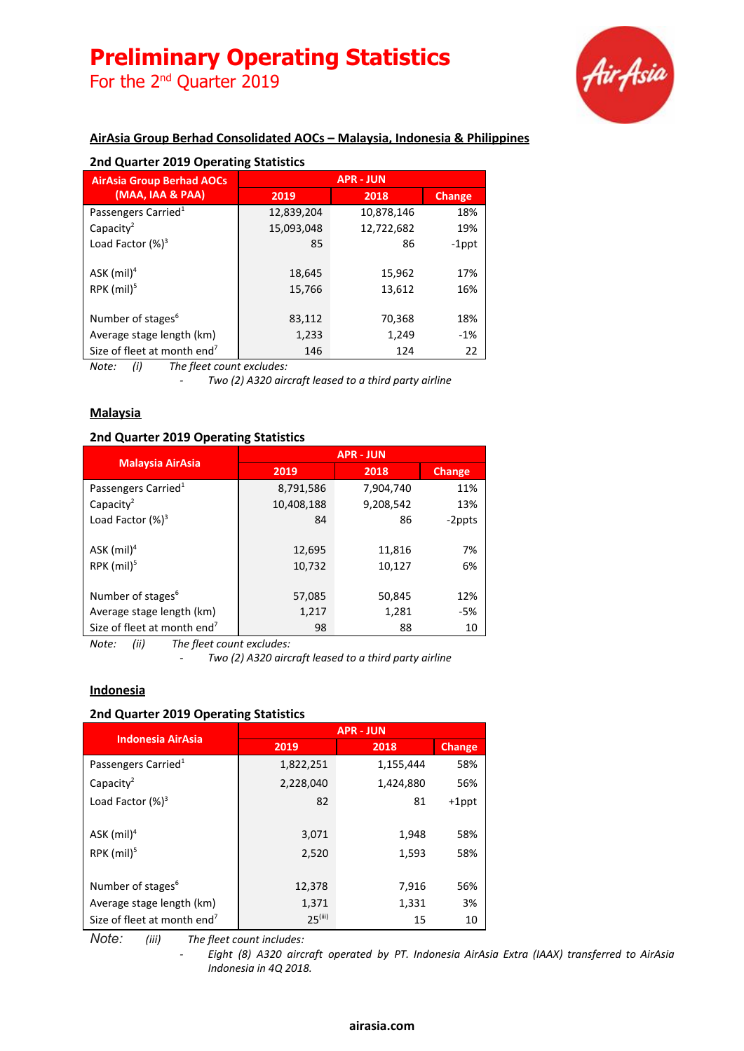# Preliminary Operating Statistics

## For the 2nd Quarter 2019

### AirAsia Group Berhad Consolidated AOCs – Malaysia, Indonesia & Philippines

**2nd Quarter 2019 Operating Statistics**

| AirAsia Group Berhad AOCs (MAA, IAA & PAA) | APR - JUN | | |
|---|---|---|---|
| | 2019 | 2018 | Change |
| Passengers Carried[1] | 12,839,204 | 10,878,146 | 18% |
| Capacity[2] | 15,093,048 | 12,722,682 | 19% |
| Load Factor (%)[3] | 85 | 86 | -1ppt |
| ASK (mil)[4] | 18,645 | 15,962 | 17% |
| RPK (mil)[5] | 15,766 | 13,612 | 16% |
| Number of stages[6] | 83,112 | 70,368 | 18% |
| Average stage length (km) | 1,233 | 1,249 | -1% |
| Size of fleet at month end[7] | 146 | 124 | 22 |

*Note: (i) The fleet count excludes:*

- *Two (2) A320 aircraft leased to a third party airline*

### Malaysia

**2nd Quarter 2019 Operating Statistics**

| Malaysia AirAsia | APR - JUN | | |
|---|---|---|---|
| | 2019 | 2018 | Change |
| Passengers Carried[1] | 8,791,586 | 7,904,740 | 11% |
| Capacity[2] | 10,408,188 | 9,208,542 | 13% |
| Load Factor (%)[3] | 84 | 86 | -2ppts |
| ASK (mil)[4] | 12,695 | 11,816 | 7% |
| RPK (mil)[5] | 10,732 | 10,127 | 6% |
| Number of stages[6] | 57,085 | 50,845 | 12% |
| Average stage length (km) | 1,217 | 1,281 | -5% |
| Size of fleet at month end[7] | 98 | 88 | 10 |

*Note: (ii) The fleet count excludes:*

- *Two (2) A320 aircraft leased to a third party airline*

### Indonesia

**2nd Quarter 2019 Operating Statistics**

| Indonesia AirAsia | APR - JUN | | |
|---|---|---|---|
| | 2019 | 2018 | Change |
| Passengers Carried[1] | 1,822,251 | 1,155,444 | 58% |
| Capacity[2] | 2,228,040 | 1,424,880 | 56% |
| Load Factor (%)[3] | 82 | 81 | +1ppt |
| ASK (mil)[4] | 3,071 | 1,948 | 58% |
| RPK (mil)[5] | 2,520 | 1,593 | 58% |
| Number of stages[6] | 12,378 | 7,916 | 56% |
| Average stage length (km) | 1,371 | 1,331 | 3% |
| Size of fleet at month end[7] | 25[iii] | 15 | 10 |

*Note: (iii) The fleet count includes:*

- *Eight (8) A320 aircraft operated by PT. Indonesia AirAsia Extra (IAAX) transferred to AirAsia Indonesia in 4Q 2018.*

airasia.com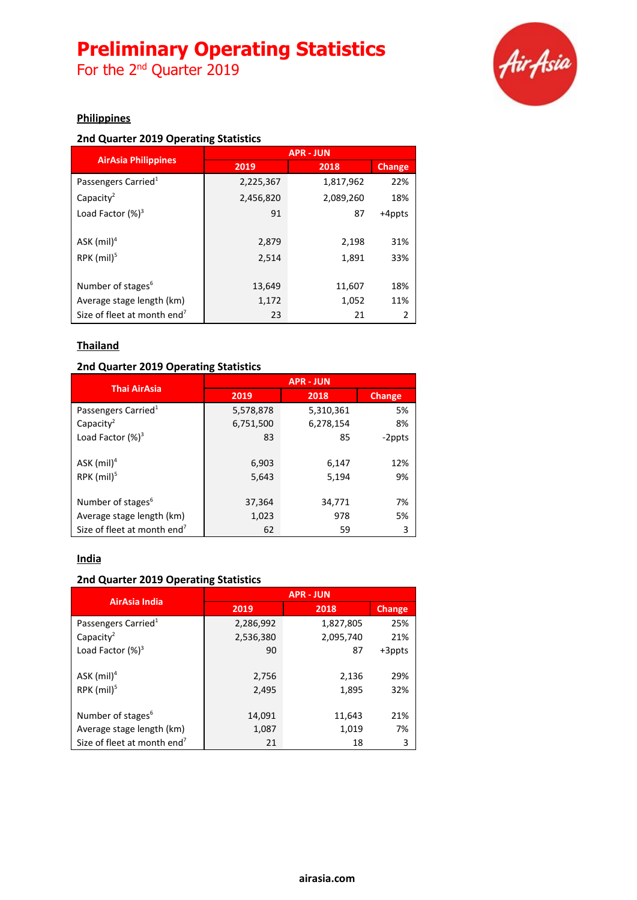# Preliminary Operating Statistics

For the 2[nd] Quarter 2019

## Philippines

### 2nd Quarter 2019 Operating Statistics

| AirAsia Philippines | APR - JUN | | |
|---|---|---|---|
| | 2019 | 2018 | Change |
| Passengers Carried[1] | 2,225,367 | 1,817,962 | 22% |
| Capacity[2] | 2,456,820 | 2,089,260 | 18% |
| Load Factor (%)[3] | 91 | 87 | +4ppts |
| | | | |
| ASK (mil)[4] | 2,879 | 2,198 | 31% |
| RPK (mil)[5] | 2,514 | 1,891 | 33% |
| | | | |
| Number of stages[6] | 13,649 | 11,607 | 18% |
| Average stage length (km) | 1,172 | 1,052 | 11% |
| Size of fleet at month end[7] | 23 | 21 | 2 |

## Thailand

### 2nd Quarter 2019 Operating Statistics

| Thai AirAsia | APR - JUN | | |
|---|---|---|---|
| | 2019 | 2018 | Change |
| Passengers Carried[1] | 5,578,878 | 5,310,361 | 5% |
| Capacity[2] | 6,751,500 | 6,278,154 | 8% |
| Load Factor (%)[3] | 83 | 85 | -2ppts |
| | | | |
| ASK (mil)[4] | 6,903 | 6,147 | 12% |
| RPK (mil)[5] | 5,643 | 5,194 | 9% |
| | | | |
| Number of stages[6] | 37,364 | 34,771 | 7% |
| Average stage length (km) | 1,023 | 978 | 5% |
| Size of fleet at month end[7] | 62 | 59 | 3 |

## India

### 2nd Quarter 2019 Operating Statistics

| AirAsia India | APR - JUN | | |
|---|---|---|---|
| | 2019 | 2018 | Change |
| Passengers Carried[1] | 2,286,992 | 1,827,805 | 25% |
| Capacity[2] | 2,536,380 | 2,095,740 | 21% |
| Load Factor (%)[3] | 90 | 87 | +3ppts |
| | | | |
| ASK (mil)[4] | 2,756 | 2,136 | 29% |
| RPK (mil)[5] | 2,495 | 1,895 | 32% |
| | | | |
| Number of stages[6] | 14,091 | 11,643 | 21% |
| Average stage length (km) | 1,087 | 1,019 | 7% |
| Size of fleet at month end[7] | 21 | 18 | 3 |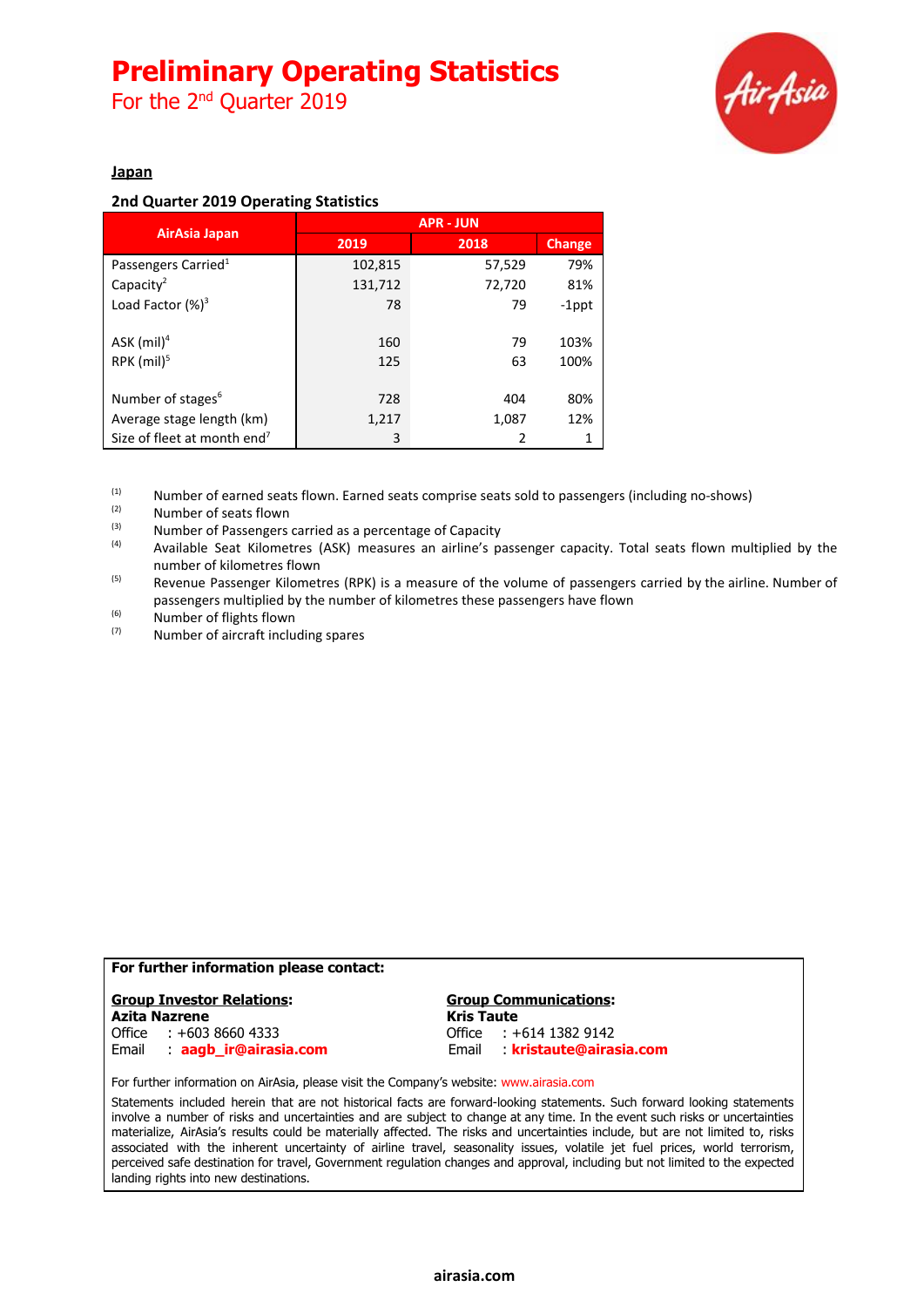# Preliminary Operating Statistics

For the 2nd Quarter 2019

**Japan**

**2nd Quarter 2019 Operating Statistics**

| AirAsia Japan | APR - JUN | | |
|---|---|---|---|
| | 2019 | 2018 | Change |
| Passengers Carried[1] | 102,815 | 57,529 | 79% |
| Capacity[2] | 131,712 | 72,720 | 81% |
| Load Factor (%)[3] | 78 | 79 | -1ppt |
| ASK (mil)[4] | 160 | 79 | 103% |
| RPK (mil)[5] | 125 | 63 | 100% |
| Number of stages[6] | 728 | 404 | 80% |
| Average stage length (km) | 1,217 | 1,087 | 12% |
| Size of fleet at month end[7] | 3 | 2 | 1 |

(1) Number of earned seats flown. Earned seats comprise seats sold to passengers (including no-shows)
(2) Number of seats flown
(3) Number of Passengers carried as a percentage of Capacity
(4) Available Seat Kilometres (ASK) measures an airline's passenger capacity. Total seats flown multiplied by the number of kilometres flown
(5) Revenue Passenger Kilometres (RPK) is a measure of the volume of passengers carried by the airline. Number of passengers multiplied by the number of kilometres these passengers have flown
(6) Number of flights flown
(7) Number of aircraft including spares

**For further information please contact:**

**Group Investor Relations:**
**Azita Nazrene**
Office : +603 8660 4333
Email : **aagb_ir@airasia.com**

**Group Communications:**
**Kris Taute**
Office : +614 1382 9142
Email : **kristaute@airasia.com**

For further information on AirAsia, please visit the Company's website: www.airasia.com

Statements included herein that are not historical facts are forward-looking statements. Such forward looking statements involve a number of risks and uncertainties and are subject to change at any time. In the event such risks or uncertainties materialize, AirAsia's results could be materially affected. The risks and uncertainties include, but are not limited to, risks associated with the inherent uncertainty of airline travel, seasonality issues, volatile jet fuel prices, world terrorism, perceived safe destination for travel, Government regulation changes and approval, including but not limited to the expected landing rights into new destinations.

**airasia.com**